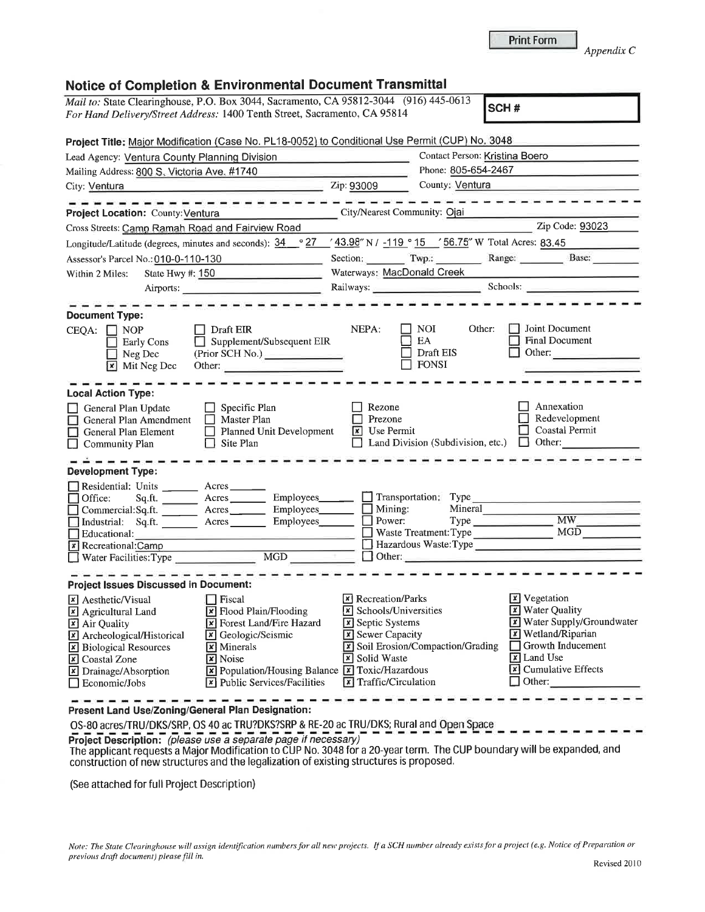Print Form

*Appendix C*

## Notice of Completion & Environmental Document Transmittal

*Mail to:* State Clearinghouse, P.O. Box 3044, Sacramento, CA 95812-3044 (916) 445-0613
*For Hand Delivery/Street Address:* 1400 Tenth Street, Sacramento, CA 95814

**SCH #**

**Project Title:** Major Modification (Case No. PL18-0052) to Conditional Use Permit (CUP) No. 3048

Lead Agency: Ventura County Planning Division
Contact Person: Kristina Boero
Mailing Address: 800 S. Victoria Ave. #1740
Phone: 805-654-2467
City: Ventura
Zip: 93009
County: Ventura

---

**Project Location:** County: Ventura
City/Nearest Community: Ojai
Cross Streets: Camp Ramah Road and Fairview Road
Zip Code: 93023
Longitude/Latitude (degrees, minutes and seconds): 34 ° 27 ′ 43.98″ N / -119 ° 15 ′ 56.75″ W Total Acres: 83.45
Assessor's Parcel No.: 010-0-110-130
Section: Twp.: Range: Base:
Within 2 Miles: State Hwy #: 150
Waterways: MacDonald Creek
Airports:
Railways:
Schools:

---

**Document Type:**

CEQA: ☐ NOP ☐ Early Cons ☐ Neg Dec ☒ Mit Neg Dec ☐ Draft EIR ☐ Supplement/Subsequent EIR (Prior SCH No.) Other:

NEPA: ☐ NOI ☐ EA ☐ Draft EIS ☐ FONSI

Other: ☐ Joint Document ☐ Final Document ☐ Other:

---

**Local Action Type:**

☐ General Plan Update
☐ General Plan Amendment
☐ General Plan Element
☐ Community Plan
☐ Specific Plan
☐ Master Plan
☐ Planned Unit Development
☐ Site Plan
☐ Rezone
☐ Prezone
☒ Use Permit
☐ Land Division (Subdivision, etc.)
☐ Annexation
☐ Redevelopment
☐ Coastal Permit
☐ Other:

---

**Development Type:**

☐ Residential: Units ___ Acres ___
☐ Office: Sq.ft. ___ Acres ___ Employees ___
☐ Commercial: Sq.ft. ___ Acres ___ Employees ___
☐ Industrial: Sq.ft. ___ Acres ___ Employees ___
☐ Educational:
☒ Recreational: Camp
☐ Water Facilities: Type ___ MGD ___
☐ Transportation: Type
☐ Mining: Mineral
☐ Power: Type ___ MW ___
☐ Waste Treatment: Type ___ MGD ___
☐ Hazardous Waste: Type
☐ Other:

---

**Project Issues Discussed in Document:**

☒ Aesthetic/Visual
☒ Agricultural Land
☒ Air Quality
☒ Archeological/Historical
☒ Biological Resources
☒ Coastal Zone
☒ Drainage/Absorption
☐ Economic/Jobs
☐ Fiscal
☒ Flood Plain/Flooding
☒ Forest Land/Fire Hazard
☒ Geologic/Seismic
☒ Minerals
☒ Noise
☒ Population/Housing Balance
☒ Public Services/Facilities
☒ Recreation/Parks
☒ Schools/Universities
☒ Septic Systems
☒ Sewer Capacity
☒ Soil Erosion/Compaction/Grading
☒ Solid Waste
☒ Toxic/Hazardous
☒ Traffic/Circulation
☒ Vegetation
☒ Water Quality
☒ Water Supply/Groundwater
☒ Wetland/Riparian
☐ Growth Inducement
☒ Land Use
☒ Cumulative Effects
☐ Other:

---

**Present Land Use/Zoning/General Plan Designation:**

OS-80 acres/TRU/DKS/SRP, OS 40 ac TRU?DKS?SRP & RE-20 ac TRU/DKS; Rural and Open Space

**Project Description:** *(please use a separate page if necessary)*

The applicant requests a Major Modification to CUP No. 3048 for a 20-year term. The CUP boundary will be expanded, and construction of new structures and the legalization of existing structures is proposed.

(See attached for full Project Description)

*Note: The State Clearinghouse will assign identification numbers for all new projects. If a SCH number already exists for a project (e.g. Notice of Preparation or previous draft document) please fill in.*

Revised 2010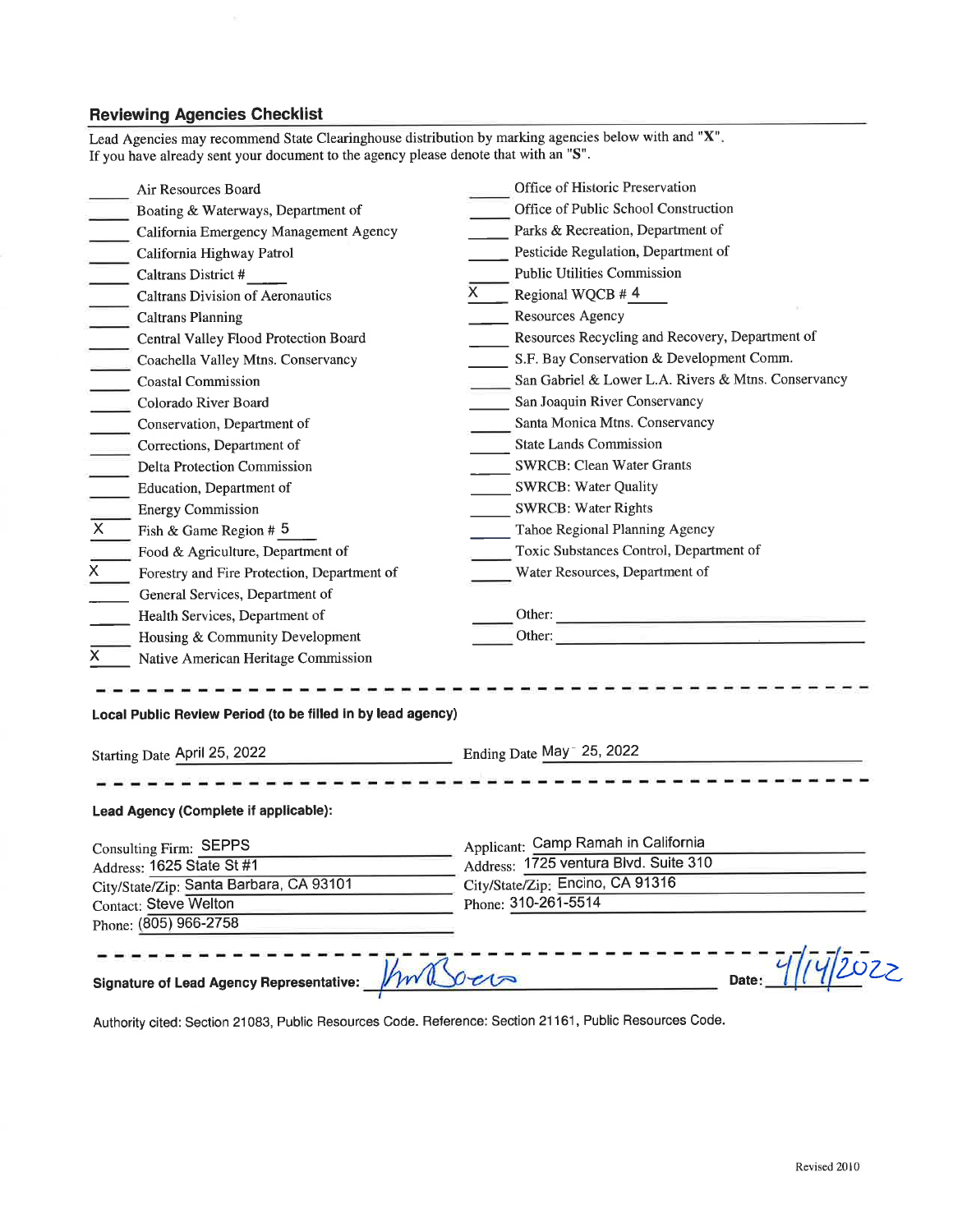## Reviewing Agencies Checklist

Lead Agencies may recommend State Clearinghouse distribution by marking agencies below with and "X".
If you have already sent your document to the agency please denote that with an "S".

| | | | |
|---|---|---|---|
| ___ | Air Resources Board | ___ | Office of Historic Preservation |
| ___ | Boating & Waterways, Department of | ___ | Office of Public School Construction |
| ___ | California Emergency Management Agency | ___ | Parks & Recreation, Department of |
| ___ | California Highway Patrol | ___ | Pesticide Regulation, Department of |
| ___ | Caltrans District # ___ | ___ | Public Utilities Commission |
| ___ | Caltrans Division of Aeronautics | X | Regional WQCB # 4 |
| ___ | Caltrans Planning | ___ | Resources Agency |
| ___ | Central Valley Flood Protection Board | ___ | Resources Recycling and Recovery, Department of |
| ___ | Coachella Valley Mtns. Conservancy | ___ | S.F. Bay Conservation & Development Comm. |
| ___ | Coastal Commission | ___ | San Gabriel & Lower L.A. Rivers & Mtns. Conservancy |
| ___ | Colorado River Board | ___ | San Joaquin River Conservancy |
| ___ | Conservation, Department of | ___ | Santa Monica Mtns. Conservancy |
| ___ | Corrections, Department of | ___ | State Lands Commission |
| ___ | Delta Protection Commission | ___ | SWRCB: Clean Water Grants |
| ___ | Education, Department of | ___ | SWRCB: Water Quality |
| ___ | Energy Commission | ___ | SWRCB: Water Rights |
| X | Fish & Game Region # 5 | ___ | Tahoe Regional Planning Agency |
| ___ | Food & Agriculture, Department of | ___ | Toxic Substances Control, Department of |
| X | Forestry and Fire Protection, Department of | ___ | Water Resources, Department of |
| ___ | General Services, Department of | | |
| ___ | Health Services, Department of | ___ | Other: ___ |
| ___ | Housing & Community Development | ___ | Other: ___ |
| X | Native American Heritage Commission | | |

**Local Public Review Period (to be filled in by lead agency)**

Starting Date April 25, 2022 | Ending Date May 25, 2022

**Lead Agency (Complete if applicable):**

| | |
|---|---|
| Consulting Firm: SEPPS | Applicant: Camp Ramah in California |
| Address: 1625 State St #1 | Address: 1725 ventura Blvd. Suite 310 |
| City/State/Zip: Santa Barbara, CA 93101 | City/State/Zip: Encino, CA 91316 |
| Contact: Steve Welton | Phone: 310-261-5514 |
| Phone: (805) 966-2758 | |

**Signature of Lead Agency Representative:** [signature] **Date:** 4/14/2022

Authority cited: Section 21083, Public Resources Code. Reference: Section 21161, Public Resources Code.

Revised 2010